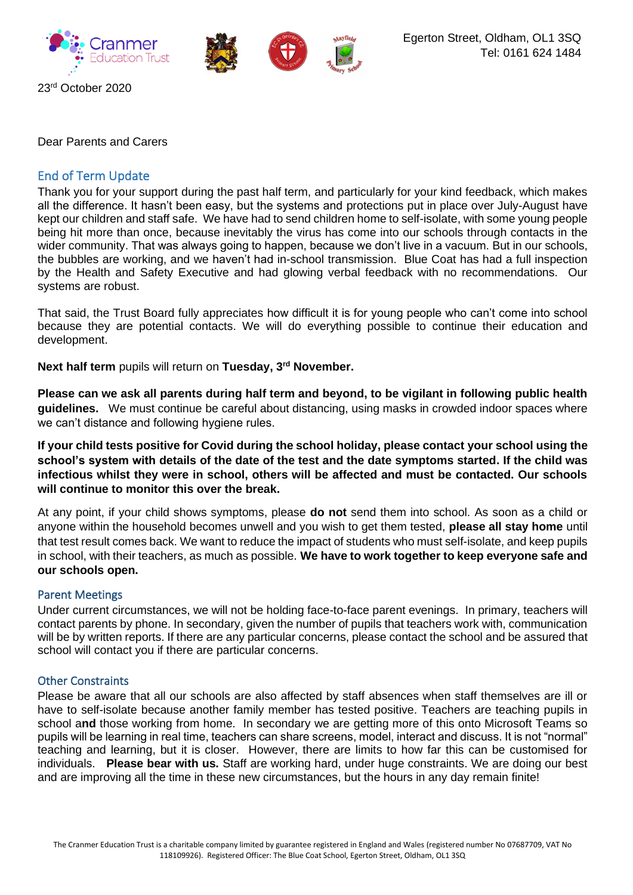Egerton Street, Oldham, OL1 3SQ
Tel: 0161 624 1484

23rd October 2020

Dear Parents and Carers

## End of Term Update

Thank you for your support during the past half term, and particularly for your kind feedback, which makes all the difference. It hasn't been easy, but the systems and protections put in place over July-August have kept our children and staff safe. We have had to send children home to self-isolate, with some young people being hit more than once, because inevitably the virus has come into our schools through contacts in the wider community. That was always going to happen, because we don't live in a vacuum. But in our schools, the bubbles are working, and we haven't had in-school transmission. Blue Coat has had a full inspection by the Health and Safety Executive and had glowing verbal feedback with no recommendations. Our systems are robust.

That said, the Trust Board fully appreciates how difficult it is for young people who can't come into school because they are potential contacts. We will do everything possible to continue their education and development.

**Next half term** pupils will return on **Tuesday, 3rd November.**

**Please can we ask all parents during half term and beyond, to be vigilant in following public health guidelines.** We must continue be careful about distancing, using masks in crowded indoor spaces where we can't distance and following hygiene rules.

**If your child tests positive for Covid during the school holiday, please contact your school using the school's system with details of the date of the test and the date symptoms started. If the child was infectious whilst they were in school, others will be affected and must be contacted. Our schools will continue to monitor this over the break.**

At any point, if your child shows symptoms, please **do not** send them into school. As soon as a child or anyone within the household becomes unwell and you wish to get them tested, **please all stay home** until that test result comes back. We want to reduce the impact of students who must self-isolate, and keep pupils in school, with their teachers, as much as possible. **We have to work together to keep everyone safe and our schools open.**

## Parent Meetings

Under current circumstances, we will not be holding face-to-face parent evenings. In primary, teachers will contact parents by phone. In secondary, given the number of pupils that teachers work with, communication will be by written reports. If there are any particular concerns, please contact the school and be assured that school will contact you if there are particular concerns.

## Other Constraints

Please be aware that all our schools are also affected by staff absences when staff themselves are ill or have to self-isolate because another family member has tested positive. Teachers are teaching pupils in school a**nd** those working from home. In secondary we are getting more of this onto Microsoft Teams so pupils will be learning in real time, teachers can share screens, model, interact and discuss. It is not "normal" teaching and learning, but it is closer. However, there are limits to how far this can be customised for individuals. **Please bear with us.** Staff are working hard, under huge constraints. We are doing our best and are improving all the time in these new circumstances, but the hours in any day remain finite!

The Cranmer Education Trust is a charitable company limited by guarantee registered in England and Wales (registered number No 07687709, VAT No 118109926). Registered Officer: The Blue Coat School, Egerton Street, Oldham, OL1 3SQ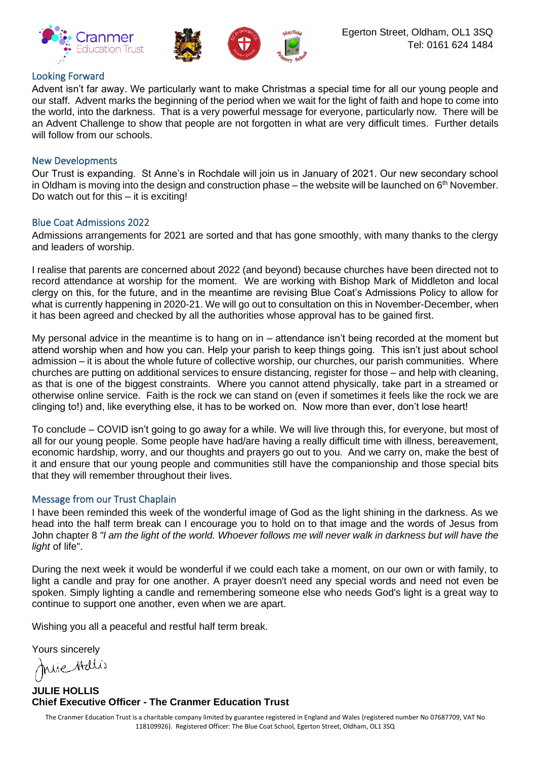Egerton Street, Oldham, OL1 3SQ
Tel: 0161 624 1484

## Looking Forward

Advent isn't far away. We particularly want to make Christmas a special time for all our young people and our staff. Advent marks the beginning of the period when we wait for the light of faith and hope to come into the world, into the darkness. That is a very powerful message for everyone, particularly now. There will be an Advent Challenge to show that people are not forgotten in what are very difficult times. Further details will follow from our schools.

## New Developments

Our Trust is expanding. St Anne's in Rochdale will join us in January of 2021. Our new secondary school in Oldham is moving into the design and construction phase – the website will be launched on 6th November. Do watch out for this – it is exciting!

## Blue Coat Admissions 2022

Admissions arrangements for 2021 are sorted and that has gone smoothly, with many thanks to the clergy and leaders of worship.

I realise that parents are concerned about 2022 (and beyond) because churches have been directed not to record attendance at worship for the moment. We are working with Bishop Mark of Middleton and local clergy on this, for the future, and in the meantime are revising Blue Coat's Admissions Policy to allow for what is currently happening in 2020-21. We will go out to consultation on this in November-December, when it has been agreed and checked by all the authorities whose approval has to be gained first.

My personal advice in the meantime is to hang on in – attendance isn't being recorded at the moment but attend worship when and how you can. Help your parish to keep things going. This isn't just about school admission – it is about the whole future of collective worship, our churches, our parish communities. Where churches are putting on additional services to ensure distancing, register for those – and help with cleaning, as that is one of the biggest constraints. Where you cannot attend physically, take part in a streamed or otherwise online service. Faith is the rock we can stand on (even if sometimes it feels like the rock we are clinging to!) and, like everything else, it has to be worked on. Now more than ever, don't lose heart!

To conclude – COVID isn't going to go away for a while. We will live through this, for everyone, but most of all for our young people. Some people have had/are having a really difficult time with illness, bereavement, economic hardship, worry, and our thoughts and prayers go out to you. And we carry on, make the best of it and ensure that our young people and communities still have the companionship and those special bits that they will remember throughout their lives.

## Message from our Trust Chaplain

I have been reminded this week of the wonderful image of God as the light shining in the darkness. As we head into the half term break can I encourage you to hold on to that image and the words of Jesus from John chapter 8 *"I am the light of the world. Whoever follows me will never walk in darkness but will have the light* of life".

During the next week it would be wonderful if we could each take a moment, on our own or with family, to light a candle and pray for one another. A prayer doesn't need any special words and need not even be spoken. Simply lighting a candle and remembering someone else who needs God's light is a great way to continue to support one another, even when we are apart.

Wishing you all a peaceful and restful half term break.

Yours sincerely

Julie Hollis

**JULIE HOLLIS**
**Chief Executive Officer - The Cranmer Education Trust**

The Cranmer Education Trust is a charitable company limited by guarantee registered in England and Wales (registered number No 07687709, VAT No 118109926). Registered Officer: The Blue Coat School, Egerton Street, Oldham, OL1 3SQ